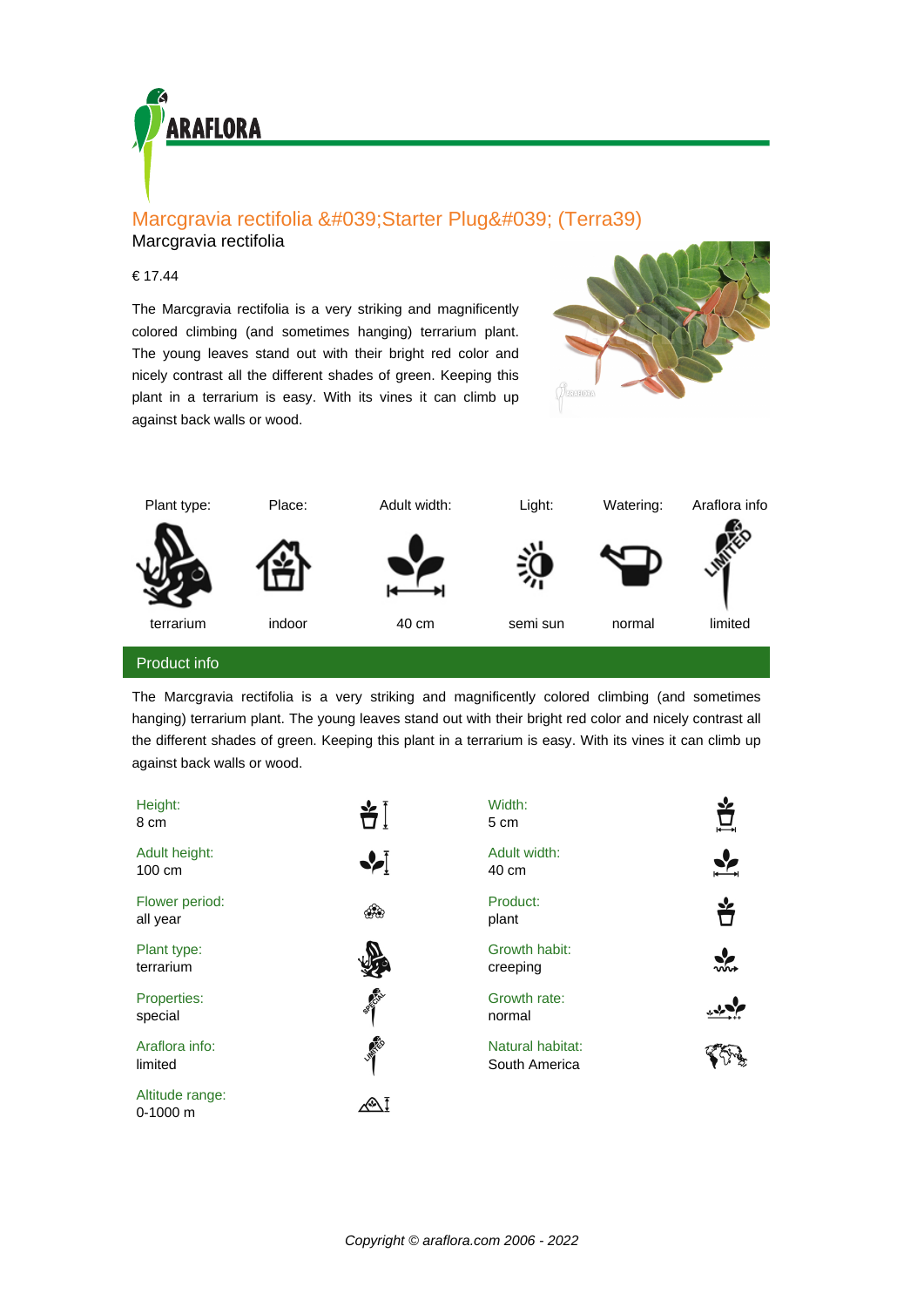# Marcgravia rectifolia &#039;Starter Plug&#039; (Terra39)

Marcgravia rectifolia

€ 17.44

The Marcgravia rectifolia is a very striking and magnificently colored climbing (and sometimes hanging) terrarium plant. The young leaves stand out with their bright red color and nicely contrast all the different shades of green. Keeping this plant in a terrarium is easy. With its vines it can climb up against back walls or wood.

| Plant type: | Place: | Adult width: | Light: | Watering: | Araflora info |
|---|---|---|---|---|---|
| terrarium | indoor | 40 cm | semi sun | normal | limited |

## Product info

The Marcgravia rectifolia is a very striking and magnificently colored climbing (and sometimes hanging) terrarium plant. The young leaves stand out with their bright red color and nicely contrast all the different shades of green. Keeping this plant in a terrarium is easy. With its vines it can climb up against back walls or wood.

| | |
|---|---|
| **Height:** 8 cm | **Width:** 5 cm |
| **Adult height:** 100 cm | **Adult width:** 40 cm |
| **Flower period:** all year | **Product:** plant |
| **Plant type:** terrarium | **Growth habit:** creeping |
| **Properties:** special | **Growth rate:** normal |
| **Araflora info:** limited | **Natural habitat:** South America |
| **Altitude range:** 0-1000 m | |

*Copyright © araflora.com 2006 - 2022*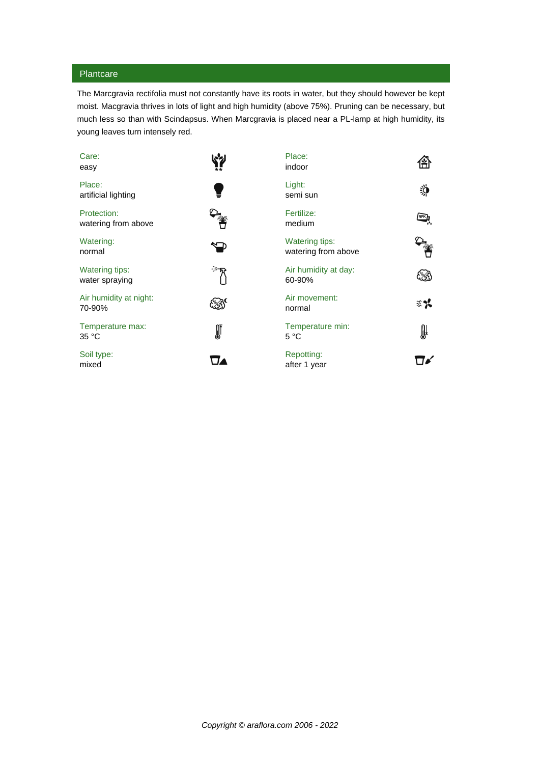## Plantcare

The Marcgravia rectifolia must not constantly have its roots in water, but they should however be kept moist. Macgravia thrives in lots of light and high humidity (above 75%). Pruning can be necessary, but much less so than with Scindapsus. When Marcgravia is placed near a PL-lamp at high humidity, its young leaves turn intensely red.

| | |
|---|---|
| Care:<br>easy | Place:<br>indoor |
| Place:<br>artificial lighting | Light:<br>semi sun |
| Protection:<br>watering from above | Fertilize:<br>medium |
| Watering:<br>normal | Watering tips:<br>watering from above |
| Watering tips:<br>water spraying | Air humidity at day:<br>60-90% |
| Air humidity at night:<br>70-90% | Air movement:<br>normal |
| Temperature max:<br>35 °C | Temperature min:<br>5 °C |
| Soil type:<br>mixed | Repotting:<br>after 1 year |

*Copyright © araflora.com 2006 - 2022*